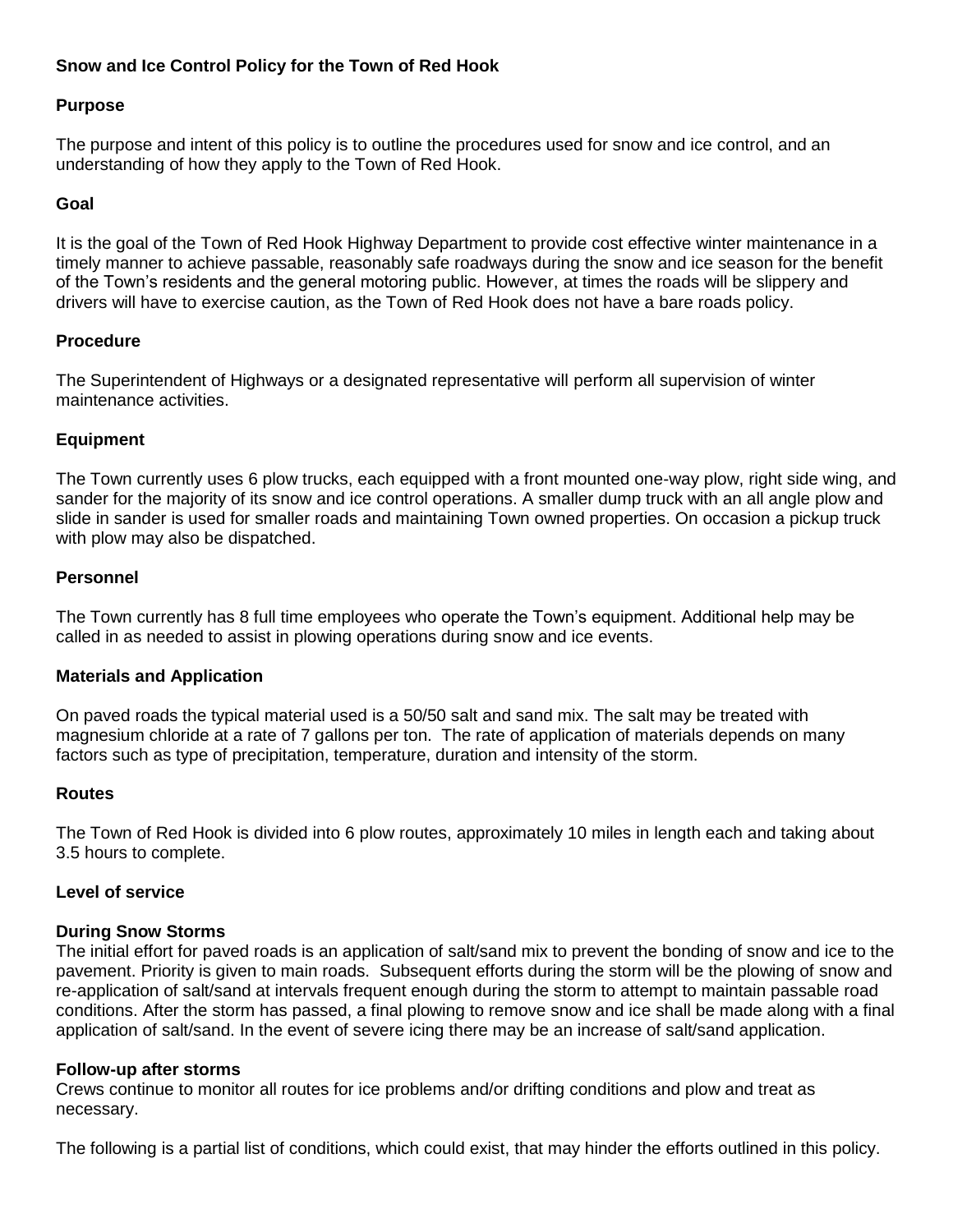# Snow and Ice Control Policy for the Town of Red Hook

## Purpose

The purpose and intent of this policy is to outline the procedures used for snow and ice control, and an understanding of how they apply to the Town of Red Hook.

## Goal

It is the goal of the Town of Red Hook Highway Department to provide cost effective winter maintenance in a timely manner to achieve passable, reasonably safe roadways during the snow and ice season for the benefit of the Town's residents and the general motoring public. However, at times the roads will be slippery and drivers will have to exercise caution, as the Town of Red Hook does not have a bare roads policy.

## Procedure

The Superintendent of Highways or a designated representative will perform all supervision of winter maintenance activities.

## Equipment

The Town currently uses 6 plow trucks, each equipped with a front mounted one-way plow, right side wing, and sander for the majority of its snow and ice control operations. A smaller dump truck with an all angle plow and slide in sander is used for smaller roads and maintaining Town owned properties. On occasion a pickup truck with plow may also be dispatched.

## Personnel

The Town currently has 8 full time employees who operate the Town's equipment. Additional help may be called in as needed to assist in plowing operations during snow and ice events.

## Materials and Application

On paved roads the typical material used is a 50/50 salt and sand mix. The salt may be treated with magnesium chloride at a rate of 7 gallons per ton. The rate of application of materials depends on many factors such as type of precipitation, temperature, duration and intensity of the storm.

## Routes

The Town of Red Hook is divided into 6 plow routes, approximately 10 miles in length each and taking about 3.5 hours to complete.

## Level of service

### During Snow Storms

The initial effort for paved roads is an application of salt/sand mix to prevent the bonding of snow and ice to the pavement. Priority is given to main roads. Subsequent efforts during the storm will be the plowing of snow and re-application of salt/sand at intervals frequent enough during the storm to attempt to maintain passable road conditions. After the storm has passed, a final plowing to remove snow and ice shall be made along with a final application of salt/sand. In the event of severe icing there may be an increase of salt/sand application.

### Follow-up after storms

Crews continue to monitor all routes for ice problems and/or drifting conditions and plow and treat as necessary.

The following is a partial list of conditions, which could exist, that may hinder the efforts outlined in this policy.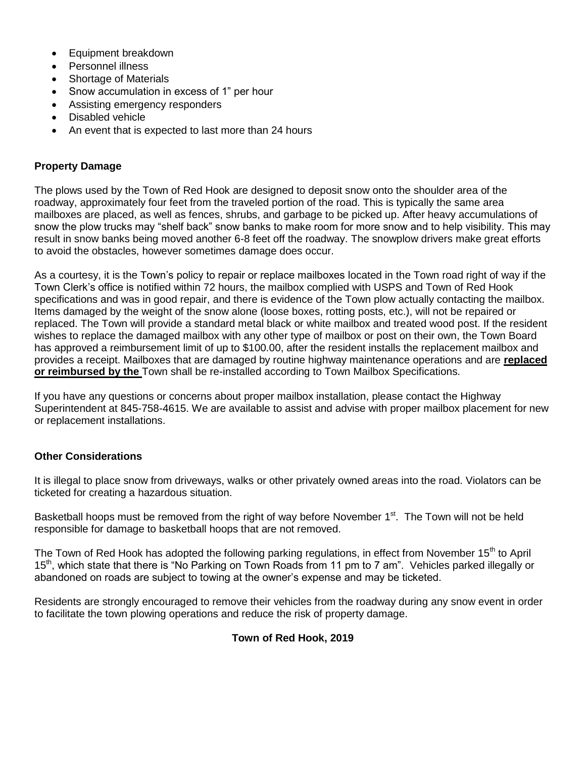- Equipment breakdown
- Personnel illness
- Shortage of Materials
- Snow accumulation in excess of 1" per hour
- Assisting emergency responders
- Disabled vehicle
- An event that is expected to last more than 24 hours

**Property Damage**

The plows used by the Town of Red Hook are designed to deposit snow onto the shoulder area of the roadway, approximately four feet from the traveled portion of the road. This is typically the same area mailboxes are placed, as well as fences, shrubs, and garbage to be picked up. After heavy accumulations of snow the plow trucks may "shelf back" snow banks to make room for more snow and to help visibility. This may result in snow banks being moved another 6-8 feet off the roadway. The snowplow drivers make great efforts to avoid the obstacles, however sometimes damage does occur.

As a courtesy, it is the Town's policy to repair or replace mailboxes located in the Town road right of way if the Town Clerk's office is notified within 72 hours, the mailbox complied with USPS and Town of Red Hook specifications and was in good repair, and there is evidence of the Town plow actually contacting the mailbox. Items damaged by the weight of the snow alone (loose boxes, rotting posts, etc.), will not be repaired or replaced. The Town will provide a standard metal black or white mailbox and treated wood post. If the resident wishes to replace the damaged mailbox with any other type of mailbox or post on their own, the Town Board has approved a reimbursement limit of up to $100.00, after the resident installs the replacement mailbox and provides a receipt. Mailboxes that are damaged by routine highway maintenance operations and are **replaced or reimbursed by the** Town shall be re-installed according to Town Mailbox Specifications.

If you have any questions or concerns about proper mailbox installation, please contact the Highway Superintendent at 845-758-4615. We are available to assist and advise with proper mailbox placement for new or replacement installations.

**Other Considerations**

It is illegal to place snow from driveways, walks or other privately owned areas into the road. Violators can be ticketed for creating a hazardous situation.

Basketball hoops must be removed from the right of way before November 1st. The Town will not be held responsible for damage to basketball hoops that are not removed.

The Town of Red Hook has adopted the following parking regulations, in effect from November 15th to April 15th, which state that there is "No Parking on Town Roads from 11 pm to 7 am". Vehicles parked illegally or abandoned on roads are subject to towing at the owner's expense and may be ticketed.

Residents are strongly encouraged to remove their vehicles from the roadway during any snow event in order to facilitate the town plowing operations and reduce the risk of property damage.

**Town of Red Hook, 2019**